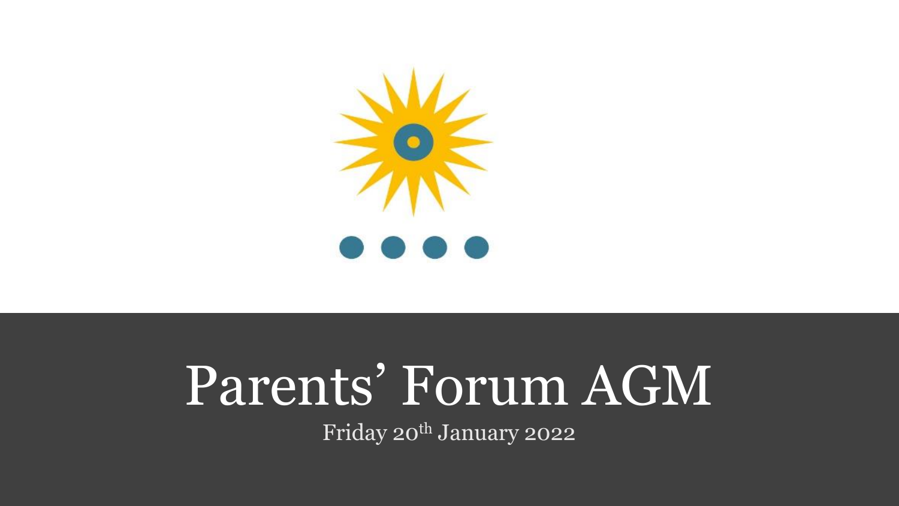# Parents' Forum AGM

Friday 20th January 2022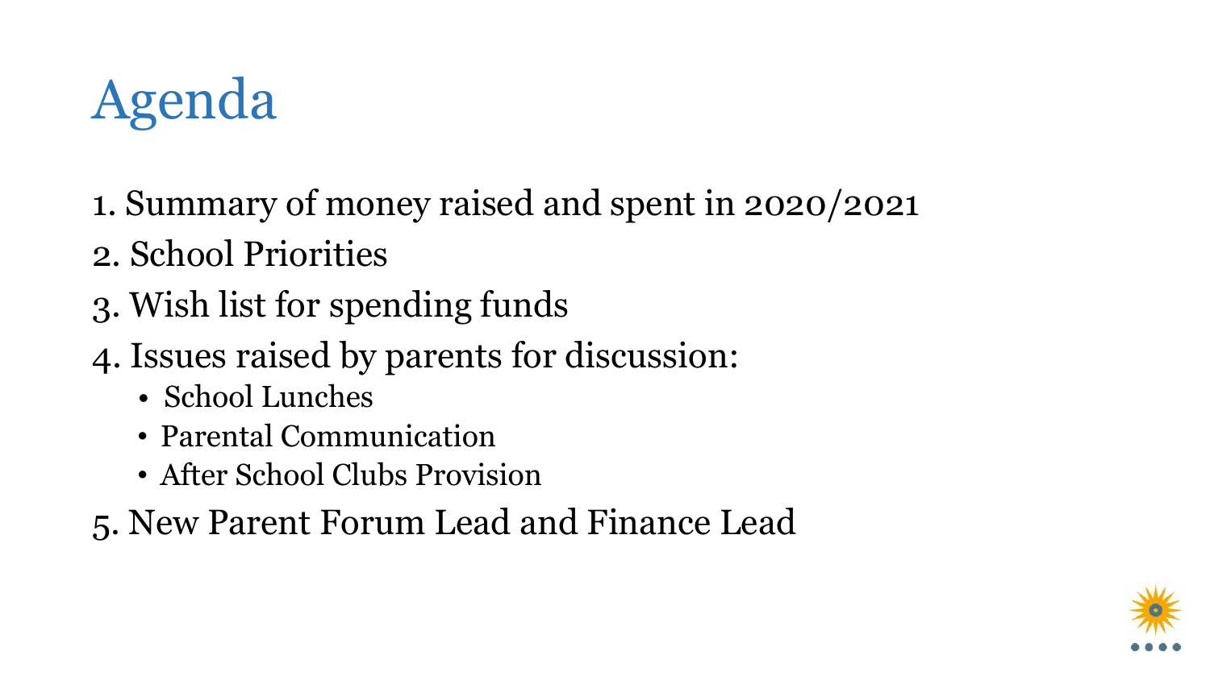# Agenda

1. Summary of money raised and spent in 2020/2021
2. School Priorities
3. Wish list for spending funds
4. Issues raised by parents for discussion:
   - School Lunches
   - Parental Communication
   - After School Clubs Provision
5. New Parent Forum Lead and Finance Lead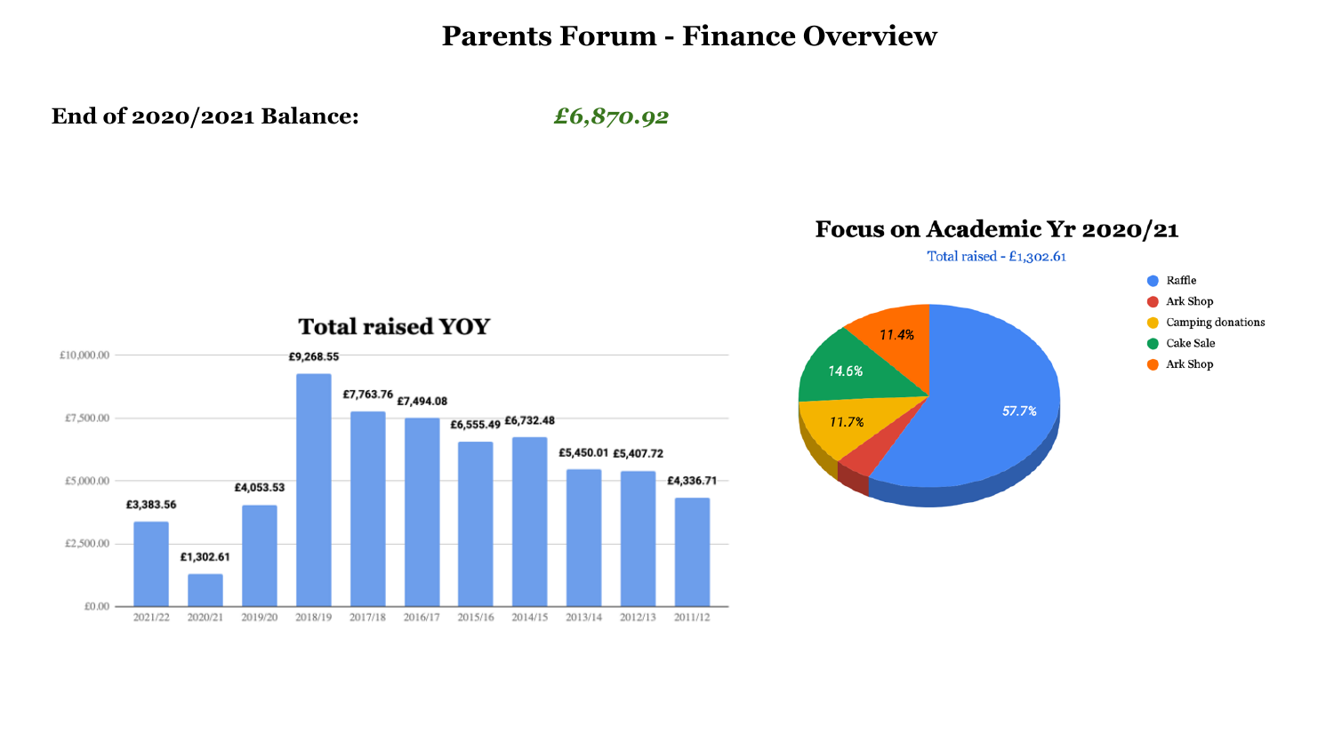# Parents Forum - Finance Overview

**End of 2020/2021 Balance:** ***£6,870.92***

## Total raised YOY

| Year | Total raised |
|---|---|
| 2021/22 | £3,383.56 |
| 2020/21 | £1,302.61 |
| 2019/20 | £4,053.53 |
| 2018/19 | £9,268.55 |
| 2017/18 | £7,763.76 |
| 2016/17 | £7,494.08 |
| 2015/16 | £6,555.49 |
| 2014/15 | £6,732.48 |
| 2013/14 | £5,450.01 |
| 2012/13 | £5,407.72 |
| 2011/12 | £4,336.71 |

## Focus on Academic Yr 2020/21

Total raised - £1,302.61

| Source | Share |
|---|---|
| Raffle | 57.7% |
| Ark Shop | |
| Camping donations | 11.7% |
| Cake Sale | 14.6% |
| Ark Shop | 11.4% |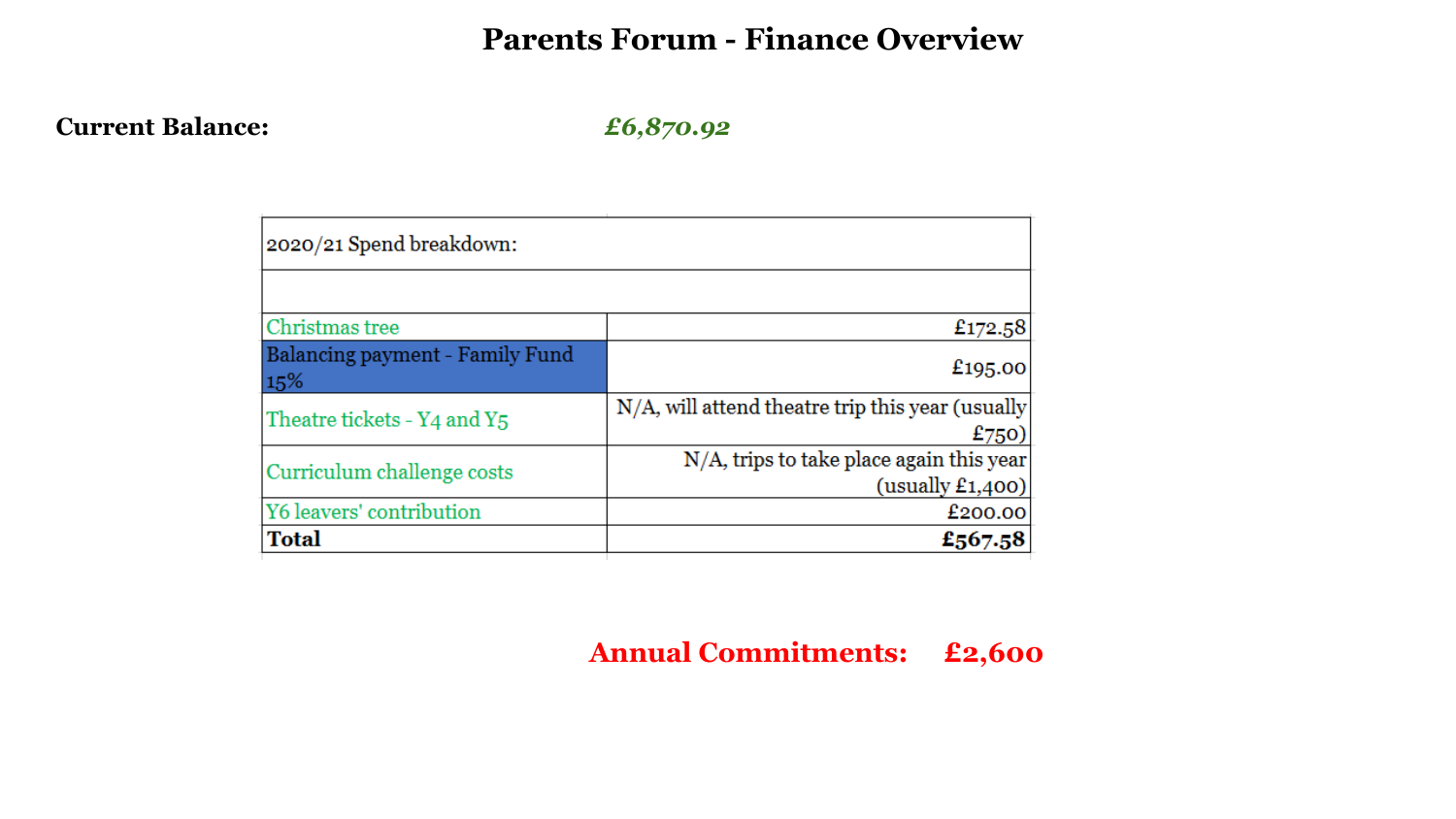# Parents Forum - Finance Overview

**Current Balance:** ***£6,870.92***

| 2020/21 Spend breakdown: | |
|---|---|
| | |
| Christmas tree | £172.58 |
| Balancing payment - Family Fund 15% | £195.00 |
| Theatre tickets - Y4 and Y5 | N/A, will attend theatre trip this year (usually £750) |
| Curriculum challenge costs | N/A, trips to take place again this year (usually £1,400) |
| Y6 leavers' contribution | £200.00 |
| **Total** | **£567.58** |

**Annual Commitments: £2,600**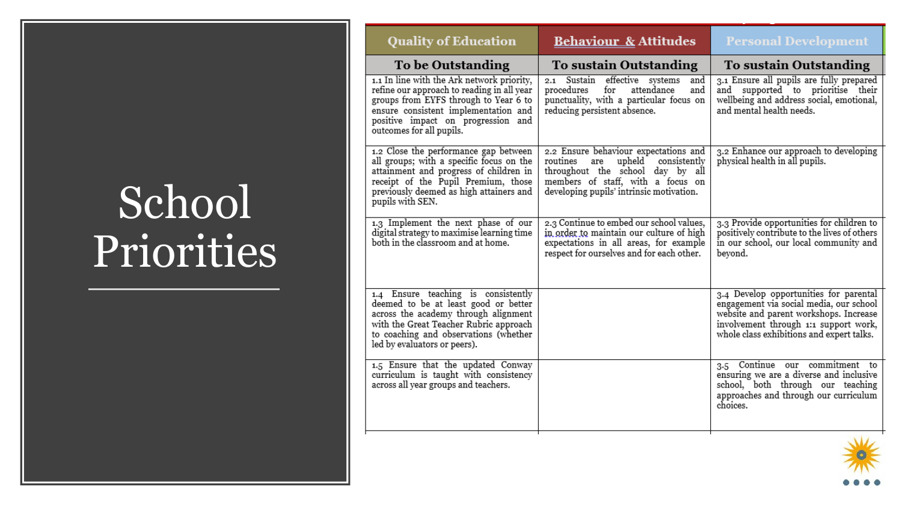# School Priorities

| Quality of Education | Behaviour & Attitudes | Personal Development |
|---|---|---|
| **To be Outstanding** | **To sustain Outstanding** | **To sustain Outstanding** |
| 1.1 In line with the Ark network priority, refine our approach to reading in all year groups from EYFS through to Year 6 to ensure consistent implementation and positive impact on progression and outcomes for all pupils. | 2.1 Sustain effective systems and procedures for attendance and punctuality, with a particular focus on reducing persistent absence. | 3.1 Ensure all pupils are fully prepared and supported to prioritise their wellbeing and address social, emotional, and mental health needs. |
| 1.2 Close the performance gap between all groups; with a specific focus on the attainment and progress of children in receipt of the Pupil Premium, those previously deemed as high attainers and pupils with SEN. | 2.2 Ensure behaviour expectations and routines are upheld consistently throughout the school day by all members of staff, with a focus on developing pupils' intrinsic motivation. | 3.2 Enhance our approach to developing physical health in all pupils. |
| 1.3 Implement the next phase of our digital strategy to maximise learning time both in the classroom and at home. | 2.3 Continue to embed our school values, in order to maintain our culture of high expectations in all areas, for example respect for ourselves and for each other. | 3.3 Provide opportunities for children to positively contribute to the lives of others in our school, our local community and beyond. |
| 1.4 Ensure teaching is consistently deemed to be at least good or better across the academy through alignment with the Great Teacher Rubric approach to coaching and observations (whether led by evaluators or peers). | | 3.4 Develop opportunities for parental engagement via social media, our school website and parent workshops. Increase involvement through 1:1 support work, whole class exhibitions and expert talks. |
| 1.5 Ensure that the updated Conway curriculum is taught with consistency across all year groups and teachers. | | 3.5 Continue our commitment to ensuring we are a diverse and inclusive school, both through our teaching approaches and through our curriculum choices. |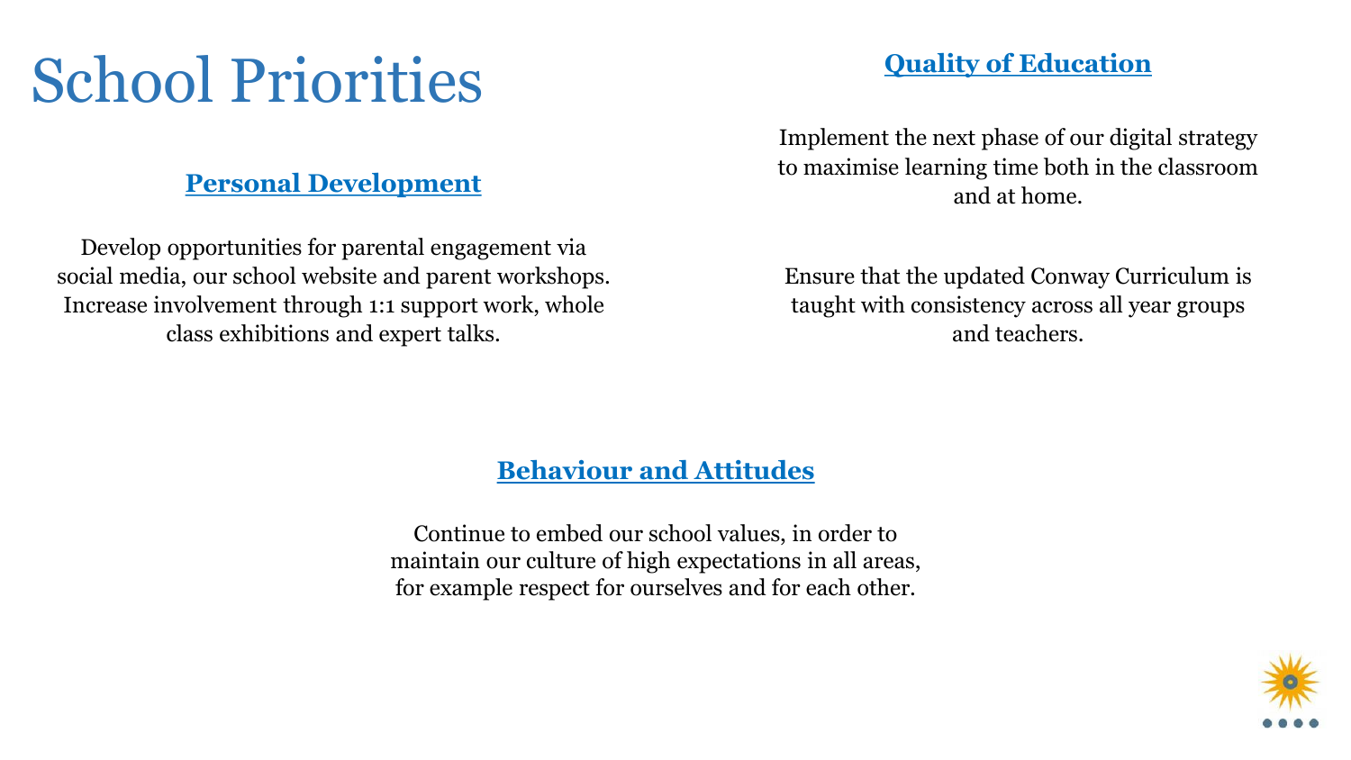# School Priorities

## Personal Development

Develop opportunities for parental engagement via social media, our school website and parent workshops. Increase involvement through 1:1 support work, whole class exhibitions and expert talks.

## Quality of Education

Implement the next phase of our digital strategy to maximise learning time both in the classroom and at home.

Ensure that the updated Conway Curriculum is taught with consistency across all year groups and teachers.

## Behaviour and Attitudes

Continue to embed our school values, in order to maintain our culture of high expectations in all areas, for example respect for ourselves and for each other.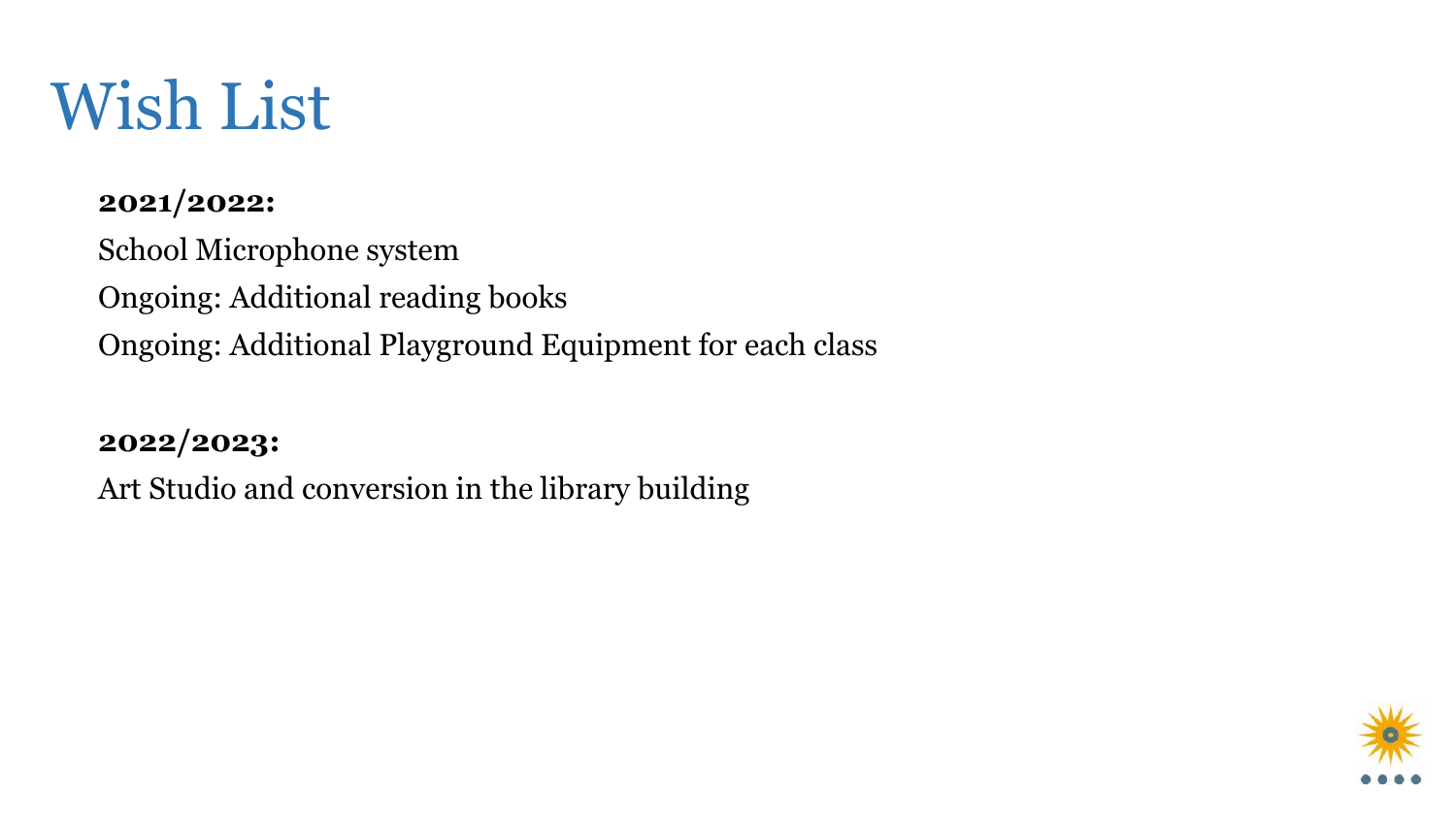# Wish List

**2021/2022:**

School Microphone system

Ongoing: Additional reading books

Ongoing: Additional Playground Equipment for each class

**2022/2023:**

Art Studio and conversion in the library building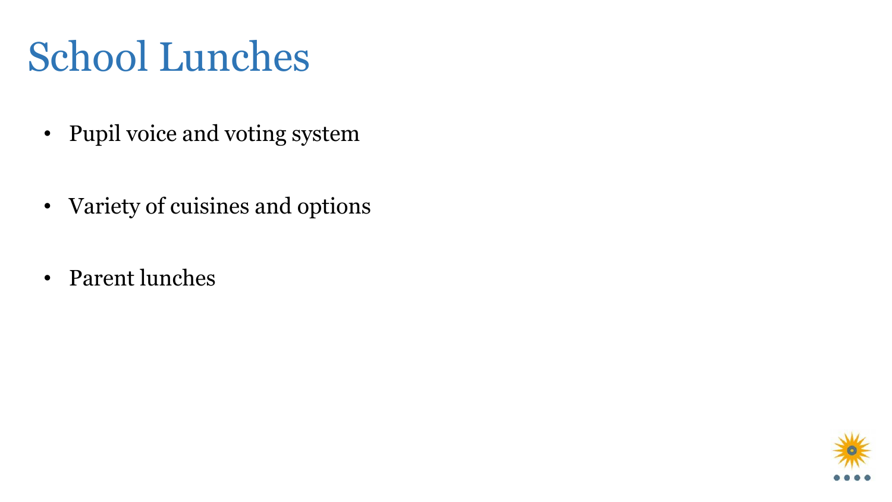# School Lunches

- Pupil voice and voting system
- Variety of cuisines and options
- Parent lunches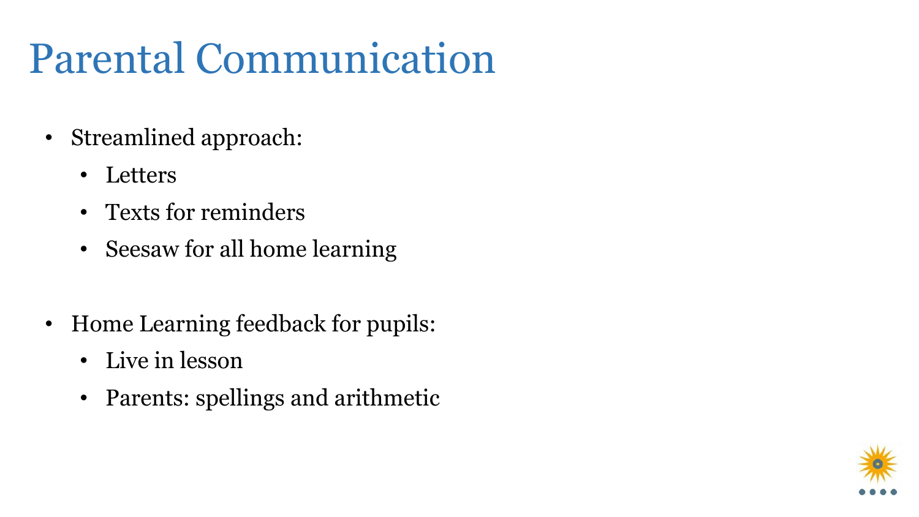# Parental Communication

- Streamlined approach:
  - Letters
  - Texts for reminders
  - Seesaw for all home learning

- Home Learning feedback for pupils:
  - Live in lesson
  - Parents: spellings and arithmetic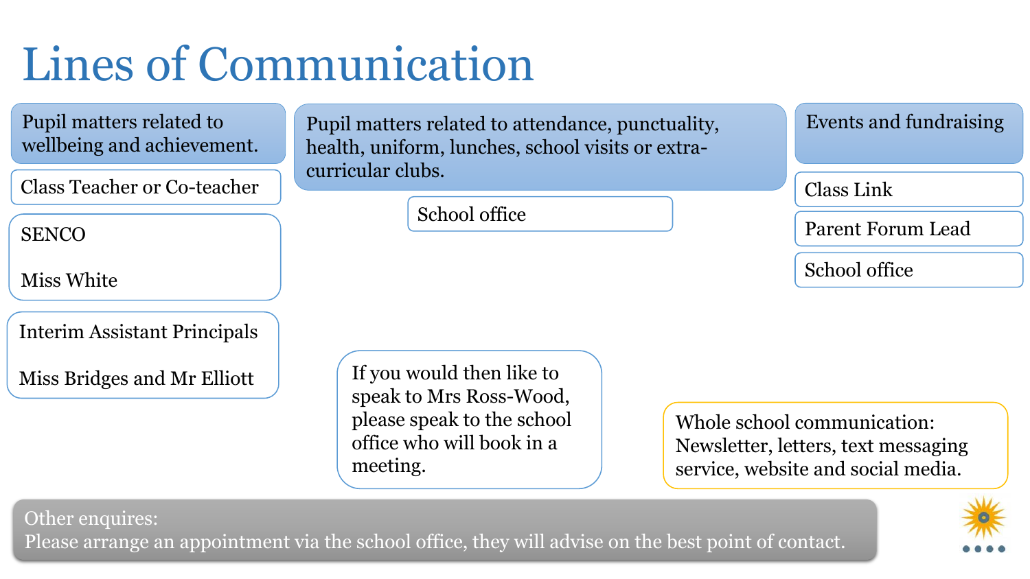# Lines of Communication

## Pupil matters related to wellbeing and achievement.

- Class Teacher or Co-teacher
- SENCO

  Miss White
- Interim Assistant Principals

  Miss Bridges and Mr Elliott

## Pupil matters related to attendance, punctuality, health, uniform, lunches, school visits or extra-curricular clubs.

- School office

## Events and fundraising

- Class Link
- Parent Forum Lead
- School office

If you would then like to speak to Mrs Ross-Wood, please speak to the school office who will book in a meeting.

Whole school communication: Newsletter, letters, text messaging service, website and social media.

Other enquires:
Please arrange an appointment via the school office, they will advise on the best point of contact.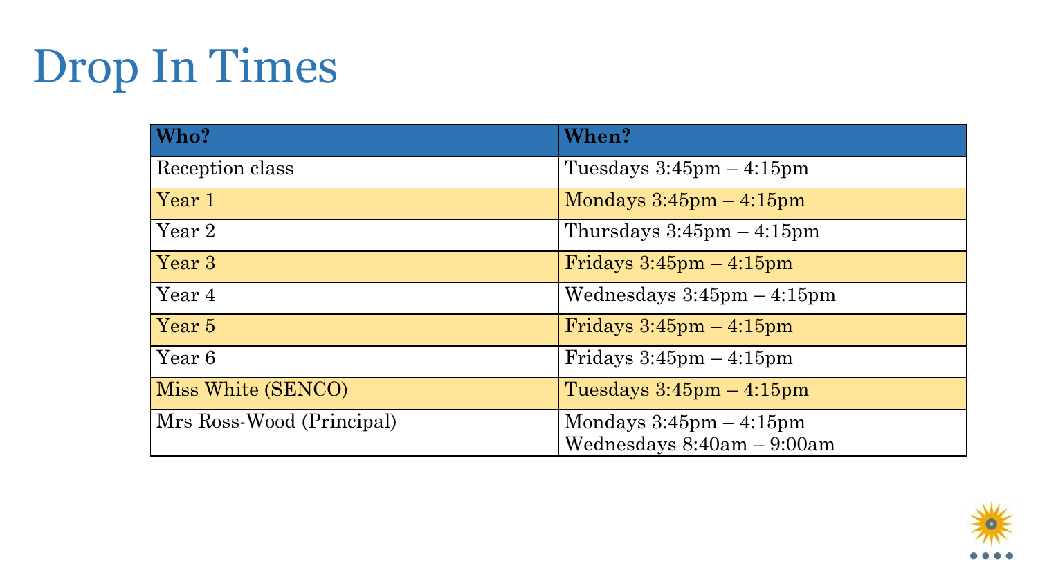# Drop In Times

| Who? | When? |
|---|---|
| Reception class | Tuesdays 3:45pm – 4:15pm |
| Year 1 | Mondays 3:45pm – 4:15pm |
| Year 2 | Thursdays 3:45pm – 4:15pm |
| Year 3 | Fridays 3:45pm – 4:15pm |
| Year 4 | Wednesdays 3:45pm – 4:15pm |
| Year 5 | Fridays 3:45pm – 4:15pm |
| Year 6 | Fridays 3:45pm – 4:15pm |
| Miss White (SENCO) | Tuesdays 3:45pm – 4:15pm |
| Mrs Ross-Wood (Principal) | Mondays 3:45pm – 4:15pm<br>Wednesdays 8:40am – 9:00am |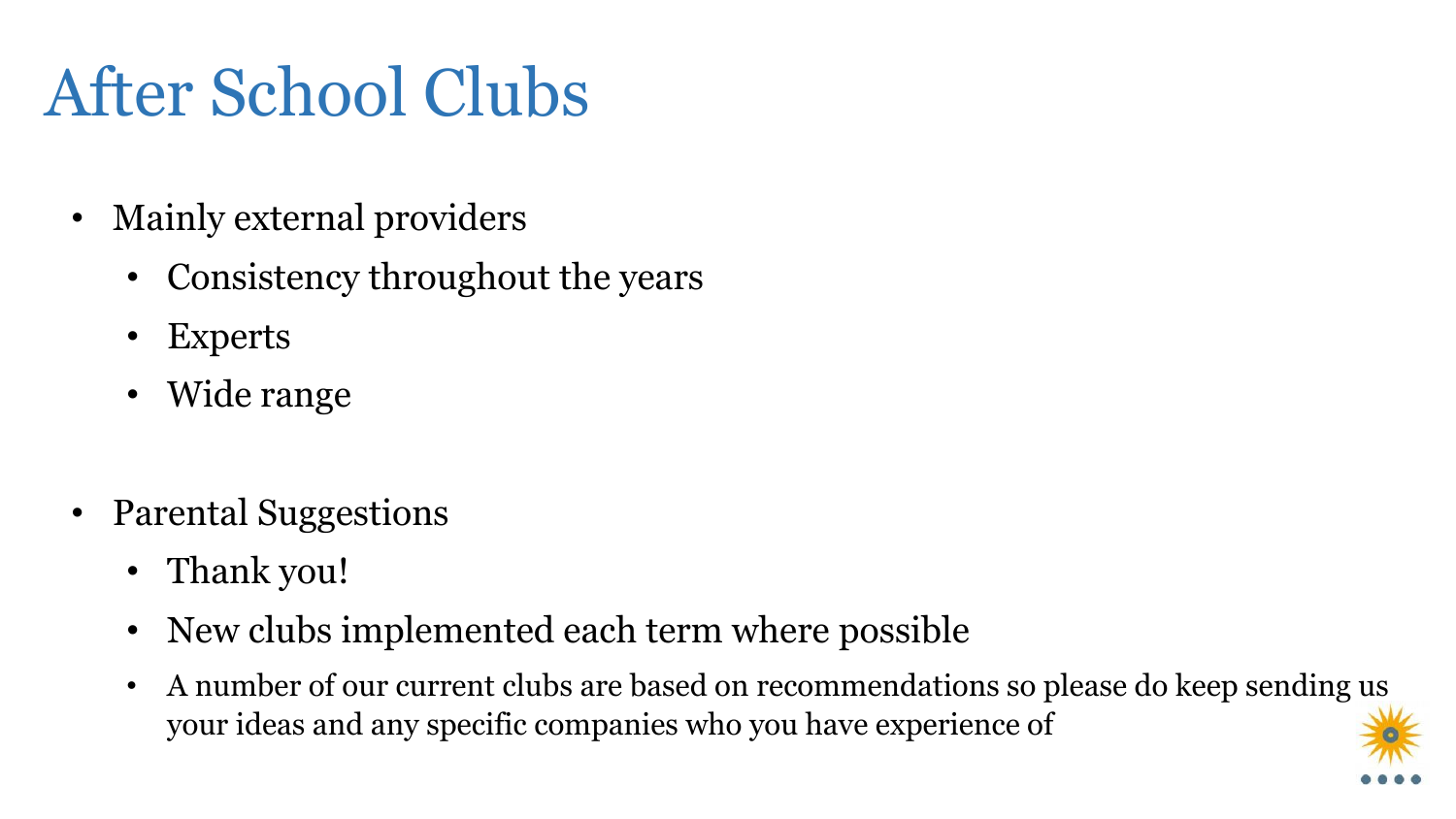# After School Clubs

- Mainly external providers
  - Consistency throughout the years
  - Experts
  - Wide range

- Parental Suggestions
  - Thank you!
  - New clubs implemented each term where possible
  - A number of our current clubs are based on recommendations so please do keep sending us your ideas and any specific companies who you have experience of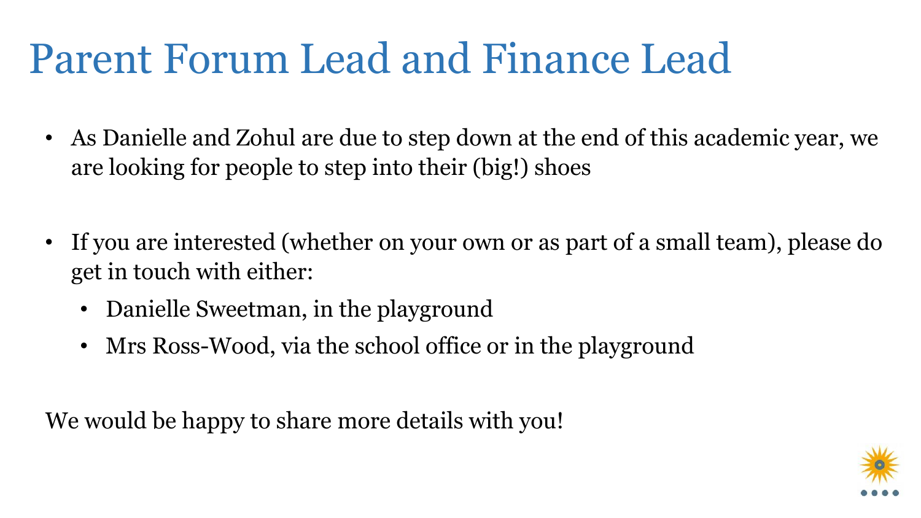# Parent Forum Lead and Finance Lead

- As Danielle and Zohul are due to step down at the end of this academic year, we are looking for people to step into their (big!) shoes

- If you are interested (whether on your own or as part of a small team), please do get in touch with either:
  - Danielle Sweetman, in the playground
  - Mrs Ross-Wood, via the school office or in the playground

We would be happy to share more details with you!